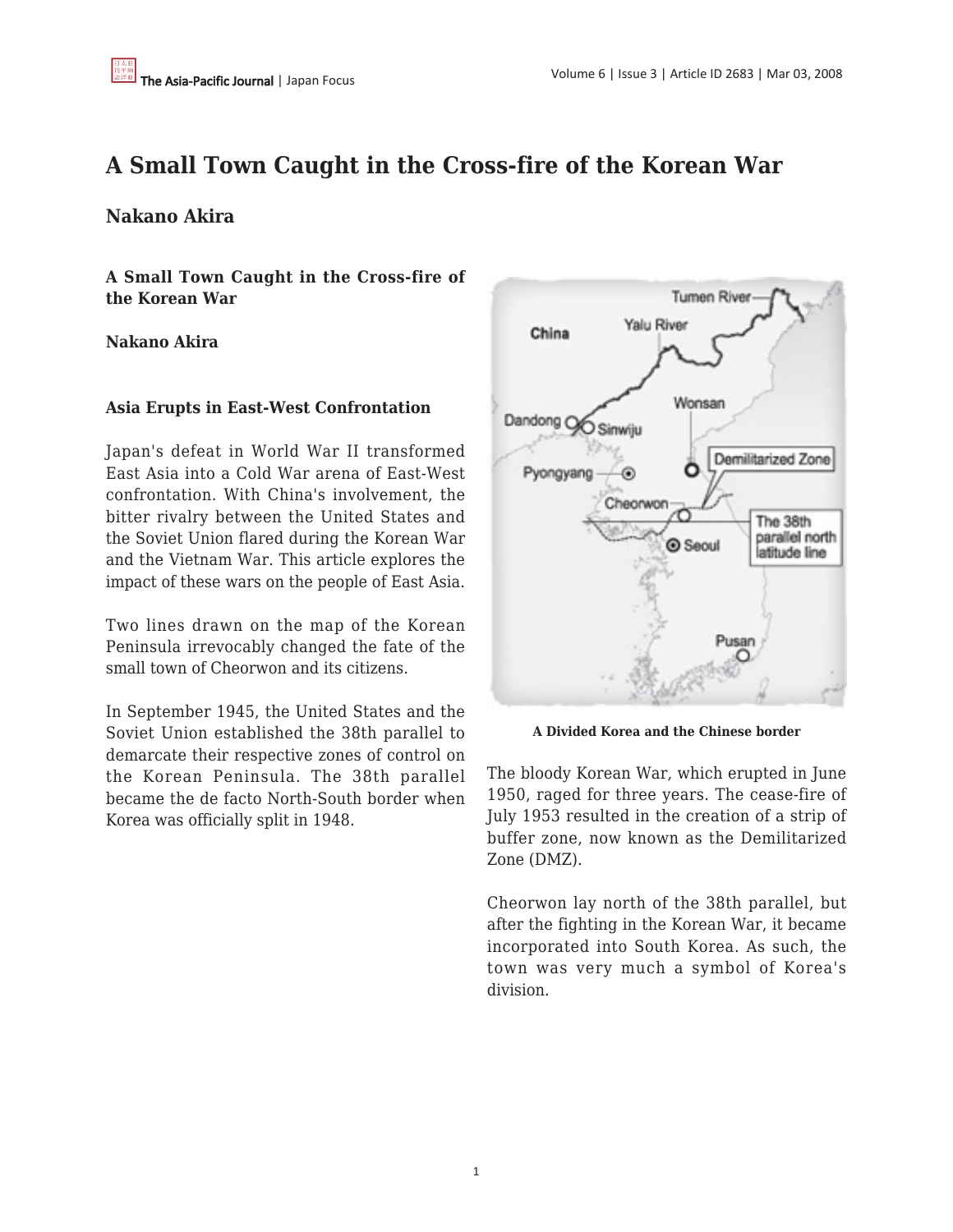# A Small Town Caught in the Cross-fire of the Korean War

## Nakano Akira

**A Small Town Caught in the Cross-fire of the Korean War**

**Nakano Akira**

### Asia Erupts in East-West Confrontation

Japan's defeat in World War II transformed East Asia into a Cold War arena of East-West confrontation. With China's involvement, the bitter rivalry between the United States and the Soviet Union flared during the Korean War and the Vietnam War. This article explores the impact of these wars on the people of East Asia.

Two lines drawn on the map of the Korean Peninsula irrevocably changed the fate of the small town of Cheorwon and its citizens.

In September 1945, the United States and the Soviet Union established the 38th parallel to demarcate their respective zones of control on the Korean Peninsula. The 38th parallel became the de facto North-South border when Korea was officially split in 1948.

**A Divided Korea and the Chinese border**

The bloody Korean War, which erupted in June 1950, raged for three years. The cease-fire of July 1953 resulted in the creation of a strip of buffer zone, now known as the Demilitarized Zone (DMZ).

Cheorwon lay north of the 38th parallel, but after the fighting in the Korean War, it became incorporated into South Korea. As such, the town was very much a symbol of Korea's division.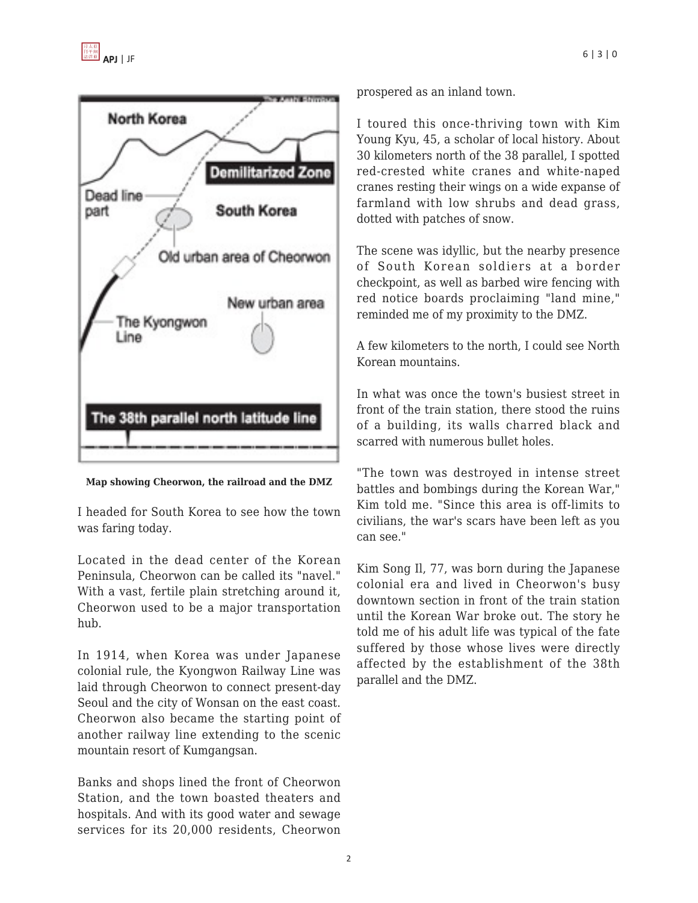Map showing Cheorwon, the railroad and the DMZ

I headed for South Korea to see how the town was faring today.

Located in the dead center of the Korean Peninsula, Cheorwon can be called its "navel." With a vast, fertile plain stretching around it, Cheorwon used to be a major transportation hub.

In 1914, when Korea was under Japanese colonial rule, the Kyongwon Railway Line was laid through Cheorwon to connect present-day Seoul and the city of Wonsan on the east coast. Cheorwon also became the starting point of another railway line extending to the scenic mountain resort of Kumgangsan.

Banks and shops lined the front of Cheorwon Station, and the town boasted theaters and hospitals. And with its good water and sewage services for its 20,000 residents, Cheorwon prospered as an inland town.

I toured this once-thriving town with Kim Young Kyu, 45, a scholar of local history. About 30 kilometers north of the 38 parallel, I spotted red-crested white cranes and white-naped cranes resting their wings on a wide expanse of farmland with low shrubs and dead grass, dotted with patches of snow.

The scene was idyllic, but the nearby presence of South Korean soldiers at a border checkpoint, as well as barbed wire fencing with red notice boards proclaiming "land mine," reminded me of my proximity to the DMZ.

A few kilometers to the north, I could see North Korean mountains.

In what was once the town's busiest street in front of the train station, there stood the ruins of a building, its walls charred black and scarred with numerous bullet holes.

"The town was destroyed in intense street battles and bombings during the Korean War," Kim told me. "Since this area is off-limits to civilians, the war's scars have been left as you can see."

Kim Song Il, 77, was born during the Japanese colonial era and lived in Cheorwon's busy downtown section in front of the train station until the Korean War broke out. The story he told me of his adult life was typical of the fate suffered by those whose lives were directly affected by the establishment of the 38th parallel and the DMZ.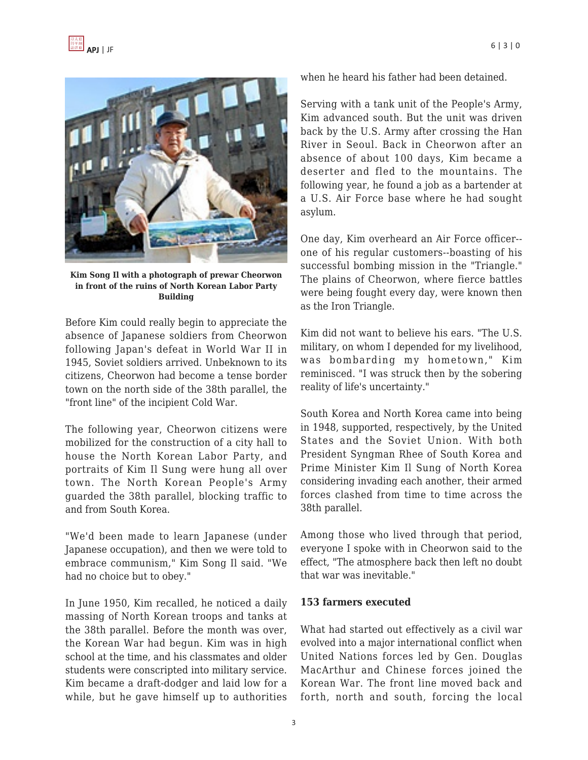Kim Song Il with a photograph of prewar Cheorwon in front of the ruins of North Korean Labor Party Building

Before Kim could really begin to appreciate the absence of Japanese soldiers from Cheorwon following Japan's defeat in World War II in 1945, Soviet soldiers arrived. Unbeknown to its citizens, Cheorwon had become a tense border town on the north side of the 38th parallel, the "front line" of the incipient Cold War.

The following year, Cheorwon citizens were mobilized for the construction of a city hall to house the North Korean Labor Party, and portraits of Kim Il Sung were hung all over town. The North Korean People's Army guarded the 38th parallel, blocking traffic to and from South Korea.

"We'd been made to learn Japanese (under Japanese occupation), and then we were told to embrace communism," Kim Song Il said. "We had no choice but to obey."

In June 1950, Kim recalled, he noticed a daily massing of North Korean troops and tanks at the 38th parallel. Before the month was over, the Korean War had begun. Kim was in high school at the time, and his classmates and older students were conscripted into military service. Kim became a draft-dodger and laid low for a while, but he gave himself up to authorities when he heard his father had been detained.

Serving with a tank unit of the People's Army, Kim advanced south. But the unit was driven back by the U.S. Army after crossing the Han River in Seoul. Back in Cheorwon after an absence of about 100 days, Kim became a deserter and fled to the mountains. The following year, he found a job as a bartender at a U.S. Air Force base where he had sought asylum.

One day, Kim overheard an Air Force officer--one of his regular customers--boasting of his successful bombing mission in the "Triangle." The plains of Cheorwon, where fierce battles were being fought every day, were known then as the Iron Triangle.

Kim did not want to believe his ears. "The U.S. military, on whom I depended for my livelihood, was bombarding my hometown," Kim reminisced. "I was struck then by the sobering reality of life's uncertainty."

South Korea and North Korea came into being in 1948, supported, respectively, by the United States and the Soviet Union. With both President Syngman Rhee of South Korea and Prime Minister Kim Il Sung of North Korea considering invading each another, their armed forces clashed from time to time across the 38th parallel.

Among those who lived through that period, everyone I spoke with in Cheorwon said to the effect, "The atmosphere back then left no doubt that war was inevitable."

**153 farmers executed**

What had started out effectively as a civil war evolved into a major international conflict when United Nations forces led by Gen. Douglas MacArthur and Chinese forces joined the Korean War. The front line moved back and forth, north and south, forcing the local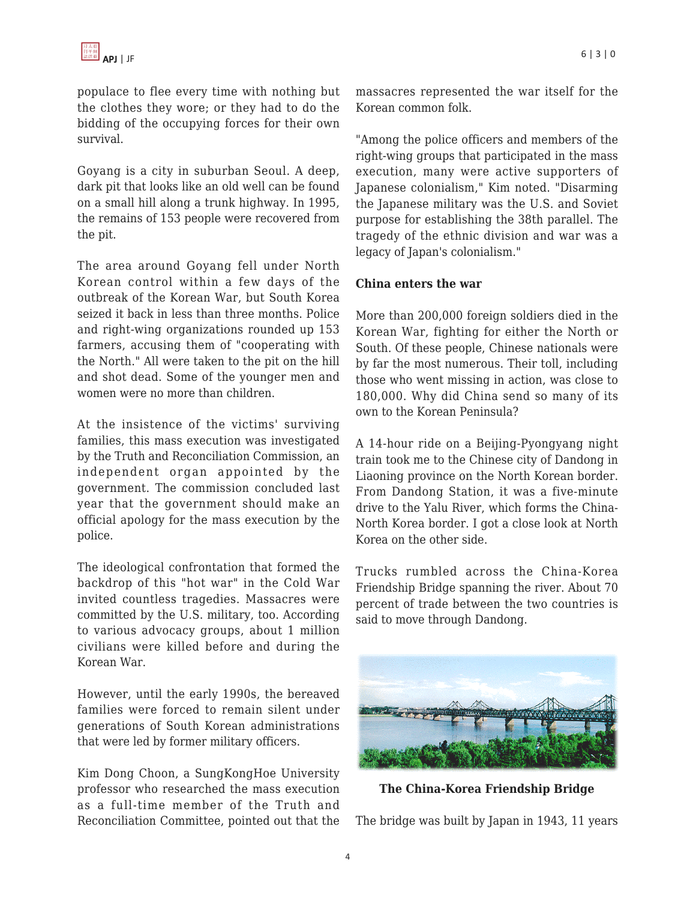populace to flee every time with nothing but the clothes they wore; or they had to do the bidding of the occupying forces for their own survival.

Goyang is a city in suburban Seoul. A deep, dark pit that looks like an old well can be found on a small hill along a trunk highway. In 1995, the remains of 153 people were recovered from the pit.

The area around Goyang fell under North Korean control within a few days of the outbreak of the Korean War, but South Korea seized it back in less than three months. Police and right-wing organizations rounded up 153 farmers, accusing them of "cooperating with the North." All were taken to the pit on the hill and shot dead. Some of the younger men and women were no more than children.

At the insistence of the victims' surviving families, this mass execution was investigated by the Truth and Reconciliation Commission, an independent organ appointed by the government. The commission concluded last year that the government should make an official apology for the mass execution by the police.

The ideological confrontation that formed the backdrop of this "hot war" in the Cold War invited countless tragedies. Massacres were committed by the U.S. military, too. According to various advocacy groups, about 1 million civilians were killed before and during the Korean War.

However, until the early 1990s, the bereaved families were forced to remain silent under generations of South Korean administrations that were led by former military officers.

Kim Dong Choon, a SungKongHoe University professor who researched the mass execution as a full-time member of the Truth and Reconciliation Committee, pointed out that the massacres represented the war itself for the Korean common folk.

"Among the police officers and members of the right-wing groups that participated in the mass execution, many were active supporters of Japanese colonialism," Kim noted. "Disarming the Japanese military was the U.S. and Soviet purpose for establishing the 38th parallel. The tragedy of the ethnic division and war was a legacy of Japan's colonialism."

**China enters the war**

More than 200,000 foreign soldiers died in the Korean War, fighting for either the North or South. Of these people, Chinese nationals were by far the most numerous. Their toll, including those who went missing in action, was close to 180,000. Why did China send so many of its own to the Korean Peninsula?

A 14-hour ride on a Beijing-Pyongyang night train took me to the Chinese city of Dandong in Liaoning province on the North Korean border. From Dandong Station, it was a five-minute drive to the Yalu River, which forms the China-North Korea border. I got a close look at North Korea on the other side.

Trucks rumbled across the China-Korea Friendship Bridge spanning the river. About 70 percent of trade between the two countries is said to move through Dandong.

**The China-Korea Friendship Bridge**

The bridge was built by Japan in 1943, 11 years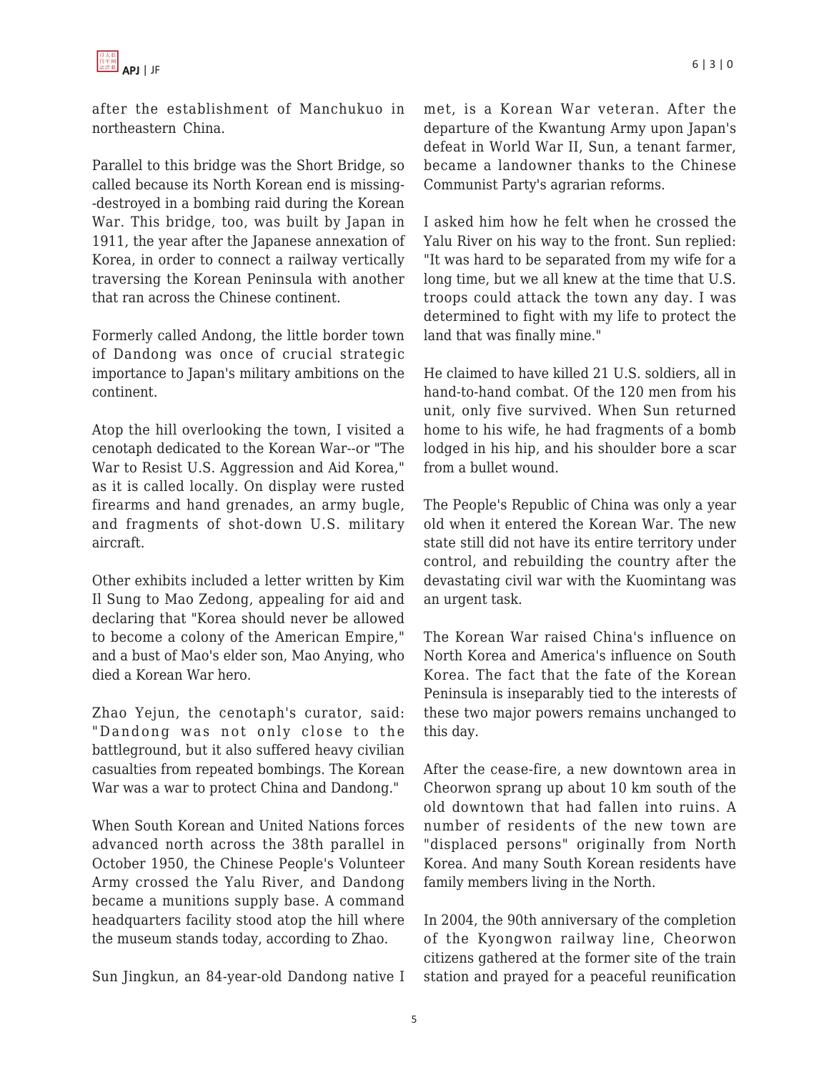after the establishment of Manchukuo in northeastern China.

Parallel to this bridge was the Short Bridge, so called because its North Korean end is missing--destroyed in a bombing raid during the Korean War. This bridge, too, was built by Japan in 1911, the year after the Japanese annexation of Korea, in order to connect a railway vertically traversing the Korean Peninsula with another that ran across the Chinese continent.

Formerly called Andong, the little border town of Dandong was once of crucial strategic importance to Japan's military ambitions on the continent.

Atop the hill overlooking the town, I visited a cenotaph dedicated to the Korean War--or "The War to Resist U.S. Aggression and Aid Korea," as it is called locally. On display were rusted firearms and hand grenades, an army bugle, and fragments of shot-down U.S. military aircraft.

Other exhibits included a letter written by Kim Il Sung to Mao Zedong, appealing for aid and declaring that "Korea should never be allowed to become a colony of the American Empire," and a bust of Mao's elder son, Mao Anying, who died a Korean War hero.

Zhao Yejun, the cenotaph's curator, said: "Dandong was not only close to the battleground, but it also suffered heavy civilian casualties from repeated bombings. The Korean War was a war to protect China and Dandong."

When South Korean and United Nations forces advanced north across the 38th parallel in October 1950, the Chinese People's Volunteer Army crossed the Yalu River, and Dandong became a munitions supply base. A command headquarters facility stood atop the hill where the museum stands today, according to Zhao.

Sun Jingkun, an 84-year-old Dandong native I met, is a Korean War veteran. After the departure of the Kwantung Army upon Japan's defeat in World War II, Sun, a tenant farmer, became a landowner thanks to the Chinese Communist Party's agrarian reforms.

I asked him how he felt when he crossed the Yalu River on his way to the front. Sun replied: "It was hard to be separated from my wife for a long time, but we all knew at the time that U.S. troops could attack the town any day. I was determined to fight with my life to protect the land that was finally mine."

He claimed to have killed 21 U.S. soldiers, all in hand-to-hand combat. Of the 120 men from his unit, only five survived. When Sun returned home to his wife, he had fragments of a bomb lodged in his hip, and his shoulder bore a scar from a bullet wound.

The People's Republic of China was only a year old when it entered the Korean War. The new state still did not have its entire territory under control, and rebuilding the country after the devastating civil war with the Kuomintang was an urgent task.

The Korean War raised China's influence on North Korea and America's influence on South Korea. The fact that the fate of the Korean Peninsula is inseparably tied to the interests of these two major powers remains unchanged to this day.

After the cease-fire, a new downtown area in Cheorwon sprang up about 10 km south of the old downtown that had fallen into ruins. A number of residents of the new town are "displaced persons" originally from North Korea. And many South Korean residents have family members living in the North.

In 2004, the 90th anniversary of the completion of the Kyongwon railway line, Cheorwon citizens gathered at the former site of the train station and prayed for a peaceful reunification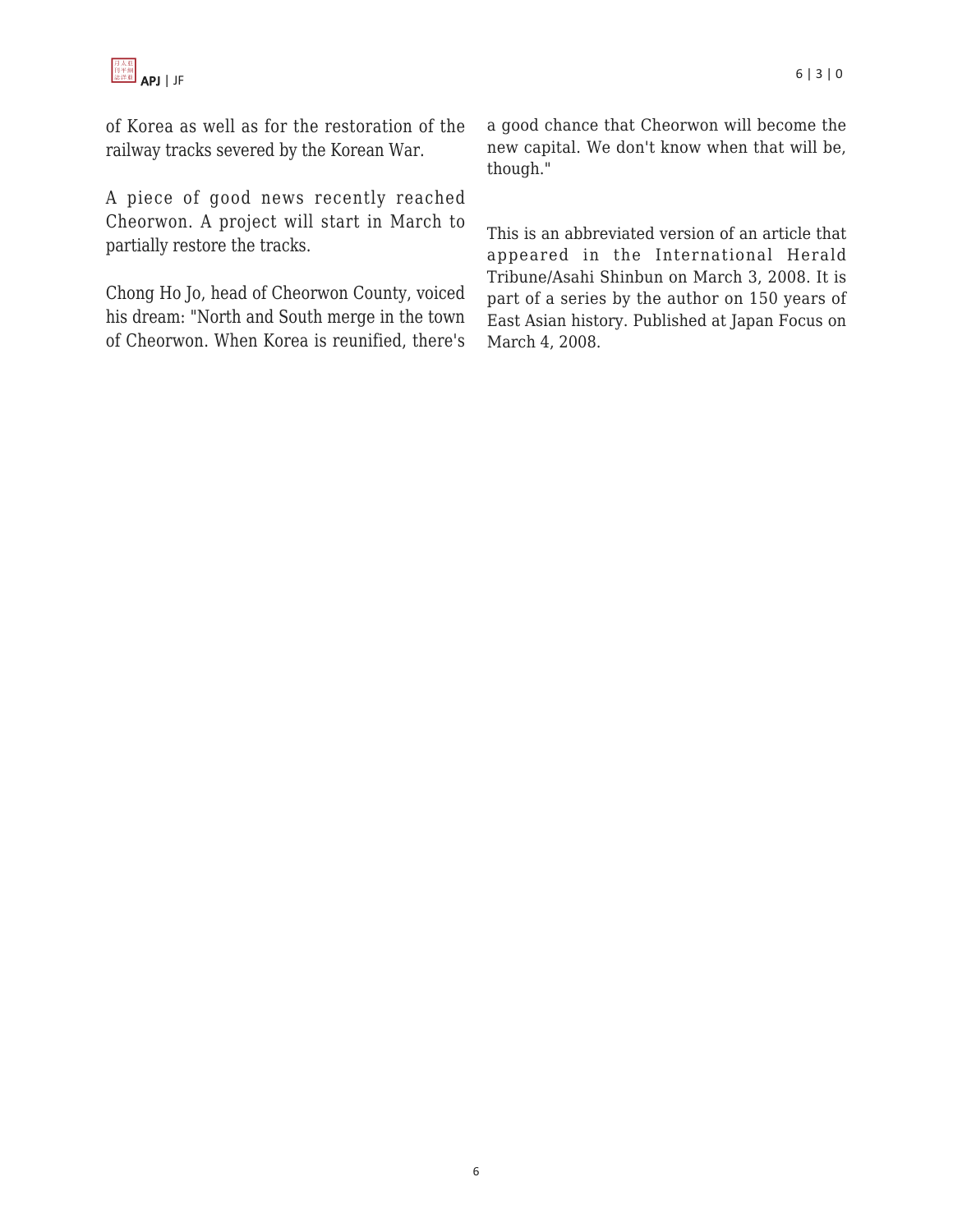of Korea as well as for the restoration of the railway tracks severed by the Korean War.

A piece of good news recently reached Cheorwon. A project will start in March to partially restore the tracks.

Chong Ho Jo, head of Cheorwon County, voiced his dream: "North and South merge in the town of Cheorwon. When Korea is reunified, there's a good chance that Cheorwon will become the new capital. We don't know when that will be, though."

This is an abbreviated version of an article that appeared in the International Herald Tribune/Asahi Shinbun on March 3, 2008. It is part of a series by the author on 150 years of East Asian history. Published at Japan Focus on March 4, 2008.